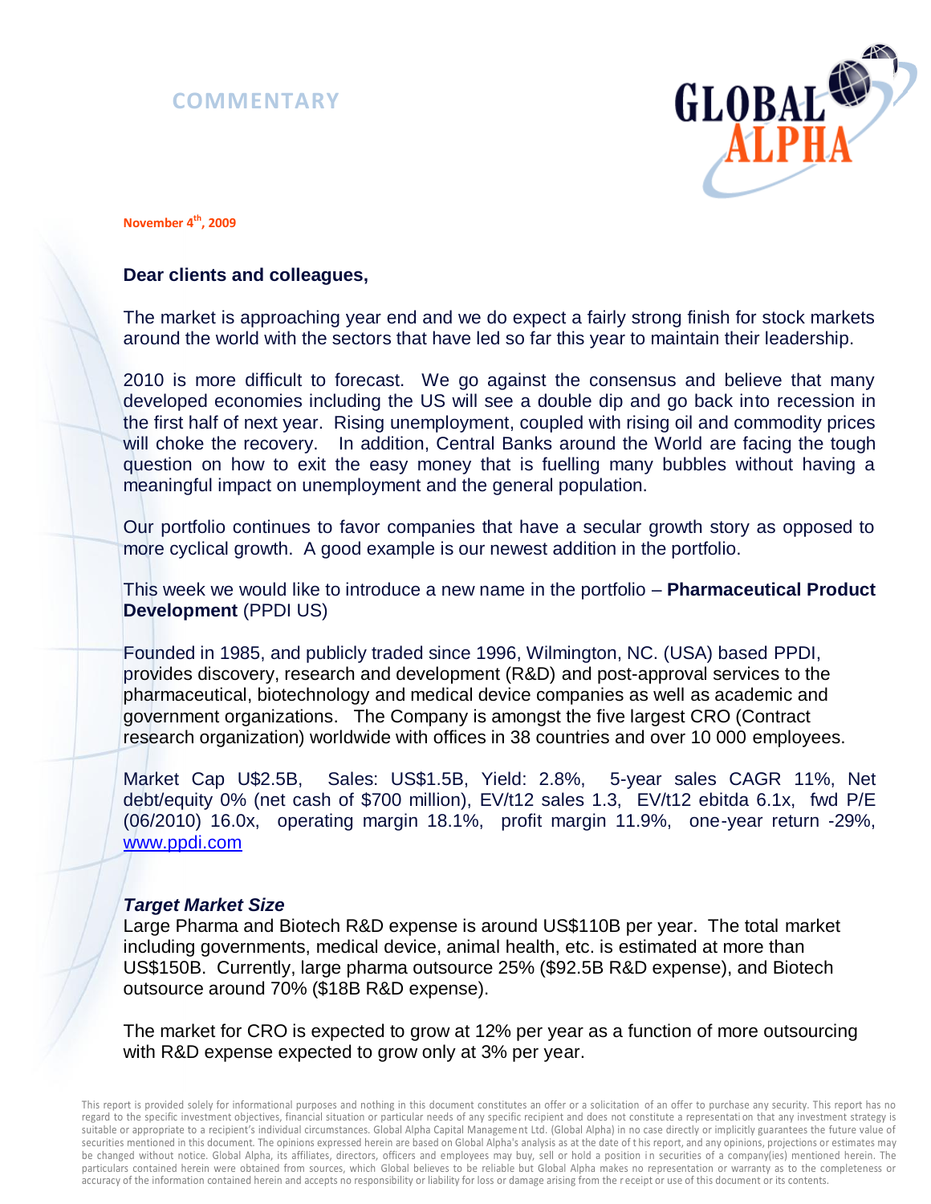**COMMENTARY**

**November 4th, 2009**

**Dear clients and colleagues,**

The market is approaching year end and we do expect a fairly strong finish for stock markets around the world with the sectors that have led so far this year to maintain their leadership.

2010 is more difficult to forecast. We go against the consensus and believe that many developed economies including the US will see a double dip and go back into recession in the first half of next year. Rising unemployment, coupled with rising oil and commodity prices will choke the recovery. In addition, Central Banks around the World are facing the tough question on how to exit the easy money that is fuelling many bubbles without having a meaningful impact on unemployment and the general population.

Our portfolio continues to favor companies that have a secular growth story as opposed to more cyclical growth. A good example is our newest addition in the portfolio.

This week we would like to introduce a new name in the portfolio – **Pharmaceutical Product Development** (PPDI US)

Founded in 1985, and publicly traded since 1996, Wilmington, NC. (USA) based PPDI, provides discovery, research and development (R&D) and post-approval services to the pharmaceutical, biotechnology and medical device companies as well as academic and government organizations. The Company is amongst the five largest CRO (Contract research organization) worldwide with offices in 38 countries and over 10 000 employees.

Market Cap U$2.5B, Sales: US$1.5B, Yield: 2.8%, 5-year sales CAGR 11%, Net debt/equity 0% (net cash of $700 million), EV/t12 sales 1.3, EV/t12 ebitda 6.1x, fwd P/E (06/2010) 16.0x, operating margin 18.1%, profit margin 11.9%, one-year return -29%, www.ppdi.com

***Target Market Size***

Large Pharma and Biotech R&D expense is around US$110B per year. The total market including governments, medical device, animal health, etc. is estimated at more than US$150B. Currently, large pharma outsource 25% ($92.5B R&D expense), and Biotech outsource around 70% ($18B R&D expense).

The market for CRO is expected to grow at 12% per year as a function of more outsourcing with R&D expense expected to grow only at 3% per year.

This report is provided solely for informational purposes and nothing in this document constitutes an offer or a solicitation of an offer to purchase any security. This report has no regard to the specific investment objectives, financial situation or particular needs of any specific recipient and does not constitute a representation that any investment strategy is suitable or appropriate to a recipient's individual circumstances. Global Alpha Capital Management Ltd. (Global Alpha) in no case directly or implicitly guarantees the future value of securities mentioned in this document. The opinions expressed herein are based on Global Alpha's analysis as at the date of this report, and any opinions, projections or estimates may be changed without notice. Global Alpha, its affiliates, directors, officers and employees may buy, sell or hold a position in securities of a company(ies) mentioned herein. The particulars contained herein were obtained from sources, which Global believes to be reliable but Global Alpha makes no representation or warranty as to the completeness or accuracy of the information contained herein and accepts no responsibility or liability for loss or damage arising from the receipt or use of this document or its contents.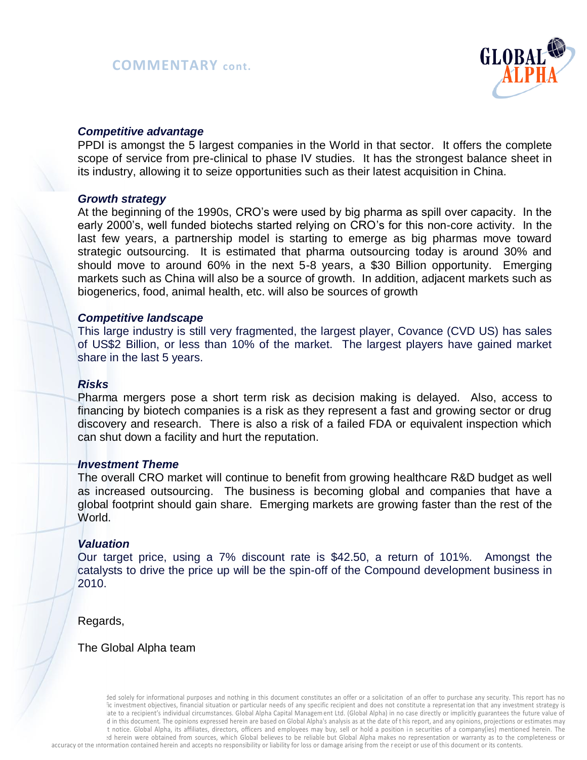## COMMENTARY cont.

***Competitive advantage***

PPDI is amongst the 5 largest companies in the World in that sector. It offers the complete scope of service from pre-clinical to phase IV studies. It has the strongest balance sheet in its industry, allowing it to seize opportunities such as their latest acquisition in China.

***Growth strategy***

At the beginning of the 1990s, CRO's were used by big pharma as spill over capacity. In the early 2000's, well funded biotechs started relying on CRO's for this non-core activity. In the last few years, a partnership model is starting to emerge as big pharmas move toward strategic outsourcing. It is estimated that pharma outsourcing today is around 30% and should move to around 60% in the next 5-8 years, a $30 Billion opportunity. Emerging markets such as China will also be a source of growth. In addition, adjacent markets such as biogenerics, food, animal health, etc. will also be sources of growth

***Competitive landscape***

This large industry is still very fragmented, the largest player, Covance (CVD US) has sales of US$2 Billion, or less than 10% of the market. The largest players have gained market share in the last 5 years.

***Risks***

Pharma mergers pose a short term risk as decision making is delayed. Also, access to financing by biotech companies is a risk as they represent a fast and growing sector or drug discovery and research. There is also a risk of a failed FDA or equivalent inspection which can shut down a facility and hurt the reputation.

***Investment Theme***

The overall CRO market will continue to benefit from growing healthcare R&D budget as well as increased outsourcing. The business is becoming global and companies that have a global footprint should gain share. Emerging markets are growing faster than the rest of the World.

***Valuation***

Our target price, using a 7% discount rate is $42.50, a return of 101%. Amongst the catalysts to drive the price up will be the spin-off of the Compound development business in 2010.

Regards,

The Global Alpha team

...ded solely for informational purposes and nothing in this document constitutes an offer or a solicitation of an offer to purchase any security. This report has no ...fic investment objectives, financial situation or particular needs of any specific recipient and does not constitute a representation that any investment strategy is ...iate to a recipient's individual circumstances. Global Alpha Capital Management Ltd. (Global Alpha) in no case directly or implicitly guarantees the future value of ...d in this document. The opinions expressed herein are based on Global Alpha's analysis as at the date of this report, and any opinions, projections or estimates may ...t notice. Global Alpha, its affiliates, directors, officers and employees may buy, sell or hold a position in securities of a company(ies) mentioned herein. The ...ed herein were obtained from sources, which Global believes to be reliable but Global Alpha makes no representation or warranty as to the completeness or accuracy of the information contained herein and accepts no responsibility or liability for loss or damage arising from the receipt or use of this document or its contents.